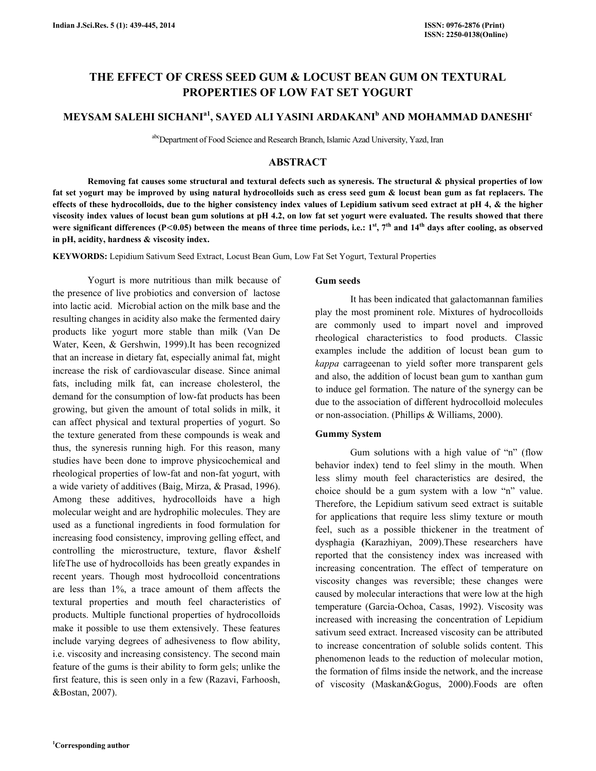# THE EFFECT OF CRESS SEED GUM & LOCUST BEAN GUM ON TEXTURAL PROPERTIES OF LOW FAT SET YOGURT

**MEYSAM SALEHI SICHANI[a1], SAYED ALI YASINI ARDAKANI[b] AND MOHAMMAD DANESHI[c]**

[abc]Department of Food Science and Research Branch, Islamic Azad University, Yazd, Iran

## ABSTRACT

**Removing fat causes some structural and textural defects such as syneresis. The structural & physical properties of low fat set yogurt may be improved by using natural hydrocolloids such as cress seed gum & locust bean gum as fat replacers. The effects of these hydrocolloids, due to the higher consistency index values of Lepidium sativum seed extract at pH 4, & the higher viscosity index values of locust bean gum solutions at pH 4.2, on low fat set yogurt were evaluated. The results showed that there were significant differences ($P<0.05$) between the means of three time periods, i.e.: 1st, 7th and 14th days after cooling, as observed in pH, acidity, hardness & viscosity index.**

**KEYWORDS:** Lepidium Sativum Seed Extract, Locust Bean Gum, Low Fat Set Yogurt, Textural Properties

Yogurt is more nutritious than milk because of the presence of live probiotics and conversion of lactose into lactic acid. Microbial action on the milk base and the resulting changes in acidity also make the fermented dairy products like yogurt more stable than milk (Van De Water, Keen, & Gershwin, 1999).It has been recognized that an increase in dietary fat, especially animal fat, might increase the risk of cardiovascular disease. Since animal fats, including milk fat, can increase cholesterol, the demand for the consumption of low-fat products has been growing, but given the amount of total solids in milk, it can affect physical and textural properties of yogurt. So the texture generated from these compounds is weak and thus, the syneresis running high. For this reason, many studies have been done to improve physicochemical and rheological properties of low-fat and non-fat yogurt, with a wide variety of additives (Baig, Mirza, & Prasad, 1996). Among these additives, hydrocolloids have a high molecular weight and are hydrophilic molecules. They are used as a functional ingredients in food formulation for increasing food consistency, improving gelling effect, and controlling the microstructure, texture, flavor &shelf lifeThe use of hydrocolloids has been greatly expandes in recent years. Though most hydrocolloid concentrations are less than 1%, a trace amount of them affects the textural properties and mouth feel characteristics of products. Multiple functional properties of hydrocolloids make it possible to use them extensively. These features include varying degrees of adhesiveness to flow ability, i.e. viscosity and increasing consistency. The second main feature of the gums is their ability to form gels; unlike the first feature, this is seen only in a few (Razavi, Farhoosh, &Bostan, 2007).

### Gum seeds

It has been indicated that galactomannan families play the most prominent role. Mixtures of hydrocolloids are commonly used to impart novel and improved rheological characteristics to food products. Classic examples include the addition of locust bean gum to *kappa* carrageenan to yield softer more transparent gels and also, the addition of locust bean gum to xanthan gum to induce gel formation. The nature of the synergy can be due to the association of different hydrocolloid molecules or non-association. (Phillips & Williams, 2000).

### Gummy System

Gum solutions with a high value of "n" (flow behavior index) tend to feel slimy in the mouth. When less slimy mouth feel characteristics are desired, the choice should be a gum system with a low "n" value. Therefore, the Lepidium sativum seed extract is suitable for applications that require less slimy texture or mouth feel, such as a possible thickener in the treatment of dysphagia (Karazhiyan, 2009).These researchers have reported that the consistency index was increased with increasing concentration. The effect of temperature on viscosity changes was reversible; these changes were caused by molecular interactions that were low at the high temperature (Garcia-Ochoa, Casas, 1992). Viscosity was increased with increasing the concentration of Lepidium sativum seed extract. Increased viscosity can be attributed to increase concentration of soluble solids content. This phenomenon leads to the reduction of molecular motion, the formation of films inside the network, and the increase of viscosity (Maskan&Gogus, 2000).Foods are often

[1]Corresponding author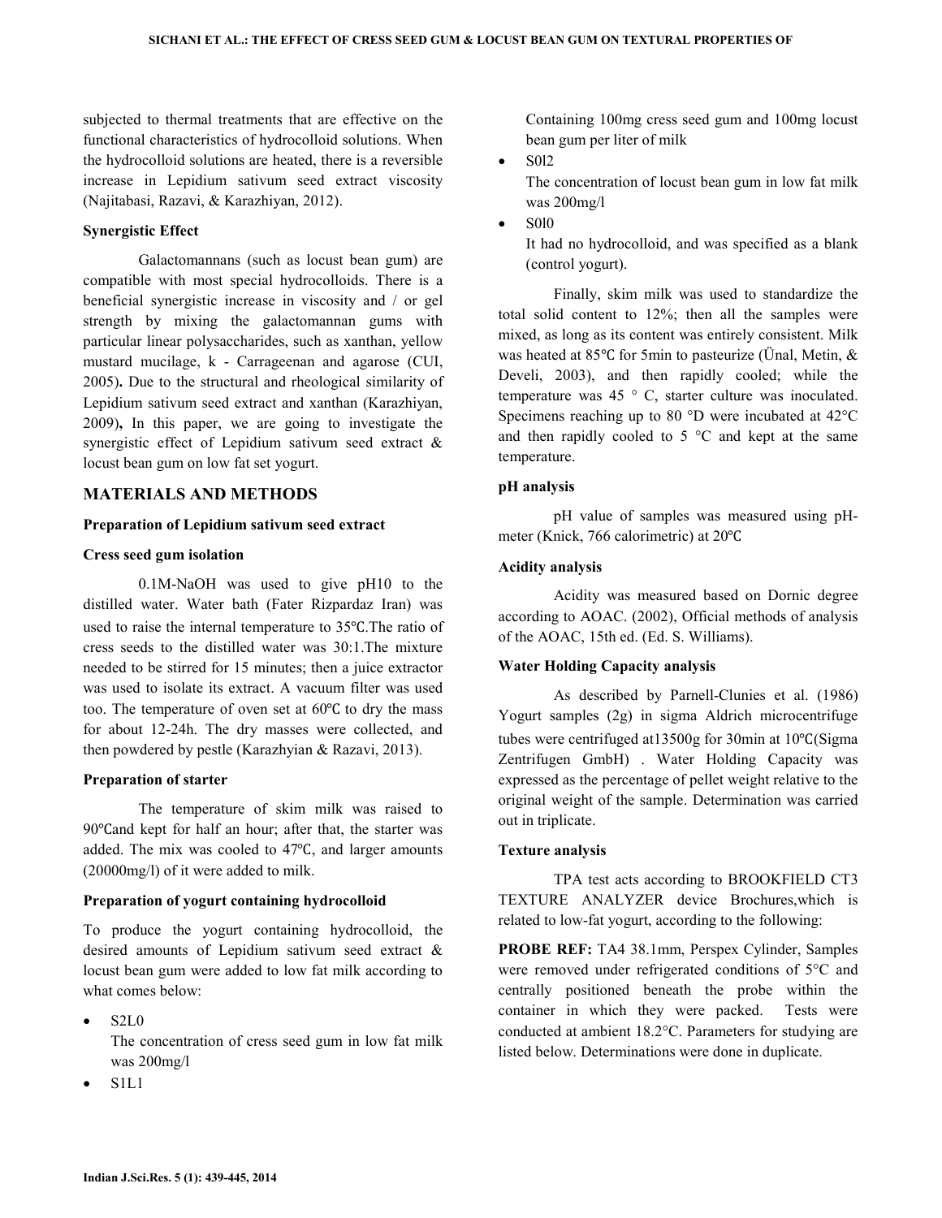subjected to thermal treatments that are effective on the functional characteristics of hydrocolloid solutions. When the hydrocolloid solutions are heated, there is a reversible increase in Lepidium sativum seed extract viscosity (Najitabasi, Razavi, & Karazhiyan, 2012).

### Synergistic Effect

Galactomannans (such as locust bean gum) are compatible with most special hydrocolloids. There is a beneficial synergistic increase in viscosity and / or gel strength by mixing the galactomannan gums with particular linear polysaccharides, such as xanthan, yellow mustard mucilage, k - Carrageenan and agarose (CUI, 2005). Due to the structural and rheological similarity of Lepidium sativum seed extract and xanthan (Karazhiyan, 2009), In this paper, we are going to investigate the synergistic effect of Lepidium sativum seed extract & locust bean gum on low fat set yogurt.

## MATERIALS AND METHODS

### Preparation of Lepidium sativum seed extract

### Cress seed gum isolation

0.1M-NaOH was used to give pH10 to the distilled water. Water bath (Fater Rizpardaz Iran) was used to raise the internal temperature to 35℃.The ratio of cress seeds to the distilled water was 30:1.The mixture needed to be stirred for 15 minutes; then a juice extractor was used to isolate its extract. A vacuum filter was used too. The temperature of oven set at 60℃ to dry the mass for about 12-24h. The dry masses were collected, and then powdered by pestle (Karazhyian & Razavi, 2013).

### Preparation of starter

The temperature of skim milk was raised to 90℃and kept for half an hour; after that, the starter was added. The mix was cooled to 47℃, and larger amounts (20000mg/l) of it were added to milk.

### Preparation of yogurt containing hydrocolloid

To produce the yogurt containing hydrocolloid, the desired amounts of Lepidium sativum seed extract & locust bean gum were added to low fat milk according to what comes below:

- S2L0
  The concentration of cress seed gum in low fat milk was 200mg/l
- S1L1
  Containing 100mg cress seed gum and 100mg locust bean gum per liter of milk
- S0l2
  The concentration of locust bean gum in low fat milk was 200mg/l
- S0l0
  It had no hydrocolloid, and was specified as a blank (control yogurt).

Finally, skim milk was used to standardize the total solid content to 12%; then all the samples were mixed, as long as its content was entirely consistent. Milk was heated at 85℃ for 5min to pasteurize (Ünal, Metin, & Develi, 2003), and then rapidly cooled; while the temperature was 45 ° C, starter culture was inoculated. Specimens reaching up to 80 °D were incubated at 42°C and then rapidly cooled to 5 °C and kept at the same temperature.

### pH analysis

pH value of samples was measured using pH-meter (Knick, 766 calorimetric) at 20℃

### Acidity analysis

Acidity was measured based on Dornic degree according to AOAC. (2002), Official methods of analysis of the AOAC, 15th ed. (Ed. S. Williams).

### Water Holding Capacity analysis

As described by Parnell-Clunies et al. (1986) Yogurt samples (2g) in sigma Aldrich microcentrifuge tubes were centrifuged at13500g for 30min at 10℃(Sigma Zentrifugen GmbH) . Water Holding Capacity was expressed as the percentage of pellet weight relative to the original weight of the sample. Determination was carried out in triplicate.

### Texture analysis

TPA test acts according to BROOKFIELD CT3 TEXTURE ANALYZER device Brochures,which is related to low-fat yogurt, according to the following:

**PROBE REF:** TA4 38.1mm, Perspex Cylinder, Samples were removed under refrigerated conditions of 5°C and centrally positioned beneath the probe within the container in which they were packed. Tests were conducted at ambient 18.2°C. Parameters for studying are listed below. Determinations were done in duplicate.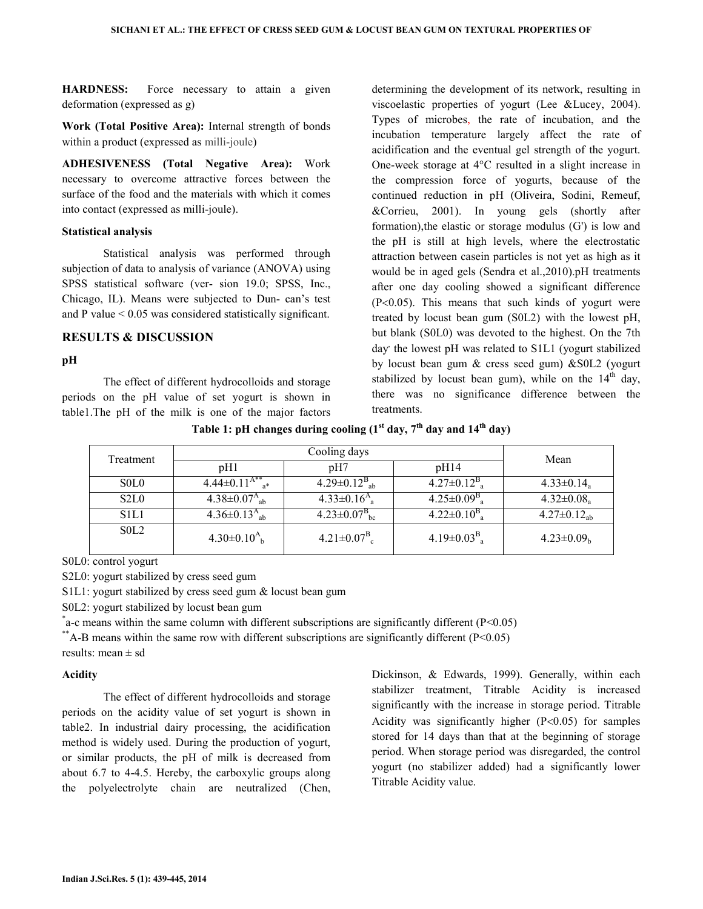**HARDNESS:** Force necessary to attain a given deformation (expressed as g)

**Work (Total Positive Area):** Internal strength of bonds within a product (expressed as milli-joule)

**ADHESIVENESS (Total Negative Area):** Work necessary to overcome attractive forces between the surface of the food and the materials with which it comes into contact (expressed as milli-joule).

### Statistical analysis

Statistical analysis was performed through subjection of data to analysis of variance (ANOVA) using SPSS statistical software (ver- sion 19.0; SPSS, Inc., Chicago, IL). Means were subjected to Dun- can's test and P value < 0.05 was considered statistically significant.

## RESULTS & DISCUSSION

### pH

The effect of different hydrocolloids and storage periods on the pH value of set yogurt is shown in table1.The pH of the milk is one of the major factors determining the development of its network, resulting in viscoelastic properties of yogurt (Lee &Lucey, 2004). Types of microbes, the rate of incubation, and the incubation temperature largely affect the rate of acidification and the eventual gel strength of the yogurt. One-week storage at 4°C resulted in a slight increase in the compression force of yogurts, because of the continued reduction in pH (Oliveira, Sodini, Remeuf, &Corrieu, 2001). In young gels (shortly after formation),the elastic or storage modulus (G') is low and the pH is still at high levels, where the electrostatic attraction between casein particles is not yet as high as it would be in aged gels (Sendra et al.,2010).pH treatments after one day cooling showed a significant difference (P<0.05). This means that such kinds of yogurt were treated by locust bean gum (S0L2) with the lowest pH, but blank (S0L0) was devoted to the highest. On the 7th day the lowest pH was related to S1L1 (yogurt stabilized by locust bean gum & cress seed gum) &S0L2 (yogurt stabilized by locust bean gum), while on the 14th day, there was no significance difference between the treatments.

**Table 1: pH changes during cooling (1st day, 7th day and 14th day)**

| Treatment | Cooling days | | | Mean |
|---|---|---|---|---|
| | pH1 | pH7 | pH14 | |
| S0L0 | $4.44{\pm}0.11^{A**}_{a*}$ | $4.29{\pm}0.12^{B}_{ab}$ | $4.27{\pm}0.12^{B}_{a}$ | $4.33{\pm}0.14_{a}$ |
| S2L0 | $4.38{\pm}0.07^{A}_{ab}$ | $4.33{\pm}0.16^{A}_{a}$ | $4.25{\pm}0.09^{B}_{a}$ | $4.32{\pm}0.08_{a}$ |
| S1L1 | $4.36{\pm}0.13^{A}_{ab}$ | $4.23{\pm}0.07^{B}_{bc}$ | $4.22{\pm}0.10^{B}_{a}$ | $4.27{\pm}0.12_{ab}$ |
| S0L2 | $4.30{\pm}0.10^{A}_{b}$ | $4.21{\pm}0.07^{B}_{c}$ | $4.19{\pm}0.03^{B}_{a}$ | $4.23{\pm}0.09_{b}$ |

S0L0: control yogurt

S2L0: yogurt stabilized by cress seed gum

S1L1: yogurt stabilized by cress seed gum & locust bean gum

S0L2: yogurt stabilized by locust bean gum

*a-c means within the same column with different subscriptions are significantly different (P<0.05)

**A-B means within the same row with different subscriptions are significantly different (P<0.05)

results: mean ± sd

### Acidity

The effect of different hydrocolloids and storage periods on the acidity value of set yogurt is shown in table2. In industrial dairy processing, the acidification method is widely used. During the production of yogurt, or similar products, the pH of milk is decreased from about 6.7 to 4-4.5. Hereby, the carboxylic groups along the polyelectrolyte chain are neutralized (Chen, Dickinson, & Edwards, 1999). Generally, within each stabilizer treatment, Titrable Acidity is increased significantly with the increase in storage period. Titrable Acidity was significantly higher (P<0.05) for samples stored for 14 days than that at the beginning of storage period. When storage period was disregarded, the control yogurt (no stabilizer added) had a significantly lower Titrable Acidity value.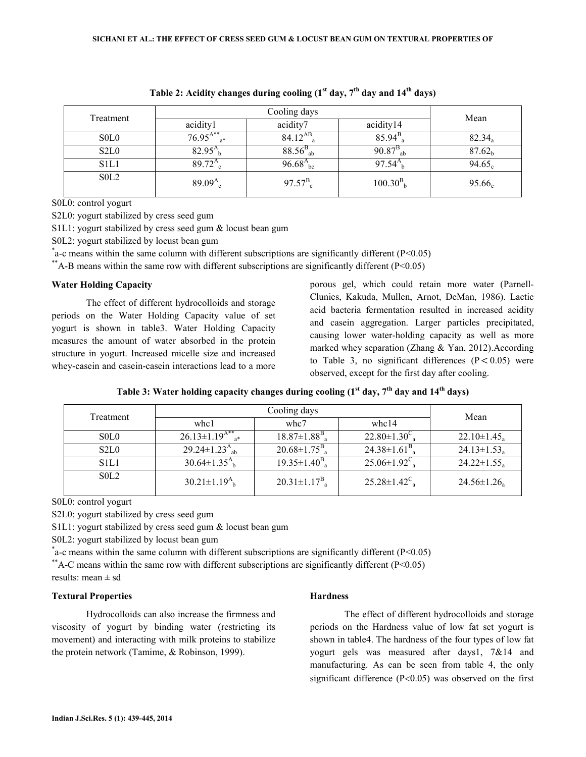**Table 2: Acidity changes during cooling (1st day, 7th day and 14th days)**

| Treatment | Cooling days | | | Mean |
|---|---|---|---|---|
| | acidity1 | acidity7 | acidity14 | |
| S0L0 | $76.95^{A**}_{a*}$ | $84.12^{AB}_{a}$ | $85.94^{B}_{a}$ | $82.34_{a}$ |
| S2L0 | $82.95^{A}_{b}$ | $88.56^{B}_{ab}$ | $90.87^{B}_{ab}$ | $87.62_{b}$ |
| S1L1 | $89.72^{A}_{c}$ | $96.68^{A}_{bc}$ | $97.54^{A}_{b}$ | $94.65_{c}$ |
| S0L2 | $89.09^{A}_{c}$ | $97.57^{B}_{c}$ | $100.30^{B}_{b}$ | $95.66_{c}$ |

S0L0: control yogurt

S2L0: yogurt stabilized by cress seed gum

S1L1: yogurt stabilized by cress seed gum & locust bean gum

S0L2: yogurt stabilized by locust bean gum

*a-c means within the same column with different subscriptions are significantly different (P<0.05)

**A-B means within the same row with different subscriptions are significantly different (P<0.05)

### Water Holding Capacity

The effect of different hydrocolloids and storage periods on the Water Holding Capacity value of set yogurt is shown in table3. Water Holding Capacity measures the amount of water absorbed in the protein structure in yogurt. Increased micelle size and increased whey-casein and casein-casein interactions lead to a more porous gel, which could retain more water (Parnell-Clunies, Kakuda, Mullen, Arnot, DeMan, 1986). Lactic acid bacteria fermentation resulted in increased acidity and casein aggregation. Larger particles precipitated, causing lower water-holding capacity as well as more marked whey separation (Zhang & Yan, 2012).According to Table 3, no significant differences (P < 0.05) were observed, except for the first day after cooling.

**Table 3: Water holding capacity changes during cooling (1st day, 7th day and 14th days)**

| Treatment | Cooling days | | | Mean |
|---|---|---|---|---|
| | whc1 | whc7 | whc14 | |
| S0L0 | $26.13\pm1.19^{A**}_{a*}$ | $18.87\pm1.88^{B}_{a}$ | $22.80\pm1.30^{C}_{a}$ | $22.10\pm1.45_{a}$ |
| S2L0 | $29.24\pm1.23^{A}_{ab}$ | $20.68\pm1.75^{B}_{a}$ | $24.38\pm1.61^{B}_{a}$ | $24.13\pm1.53_{a}$ |
| S1L1 | $30.64\pm1.35^{A}_{b}$ | $19.35\pm1.40^{B}_{a}$ | $25.06\pm1.92^{C}_{a}$ | $24.22\pm1.55_{a}$ |
| S0L2 | $30.21\pm1.19^{A}_{b}$ | $20.31\pm1.17^{B}_{a}$ | $25.28\pm1.42^{C}_{a}$ | $24.56\pm1.26_{a}$ |

S0L0: control yogurt

S2L0: yogurt stabilized by cress seed gum

S1L1: yogurt stabilized by cress seed gum & locust bean gum

S0L2: yogurt stabilized by locust bean gum

*a-c means within the same column with different subscriptions are significantly different (P<0.05)

**A-C means within the same row with different subscriptions are significantly different (P<0.05)

results: mean ± sd

### Textural Properties

Hydrocolloids can also increase the firmness and viscosity of yogurt by binding water (restricting its movement) and interacting with milk proteins to stabilize the protein network (Tamime, & Robinson, 1999).

### Hardness

The effect of different hydrocolloids and storage periods on the Hardness value of low fat set yogurt is shown in table4. The hardness of the four types of low fat yogurt gels was measured after days1, 7&14 and manufacturing. As can be seen from table 4, the only significant difference (P<0.05) was observed on the first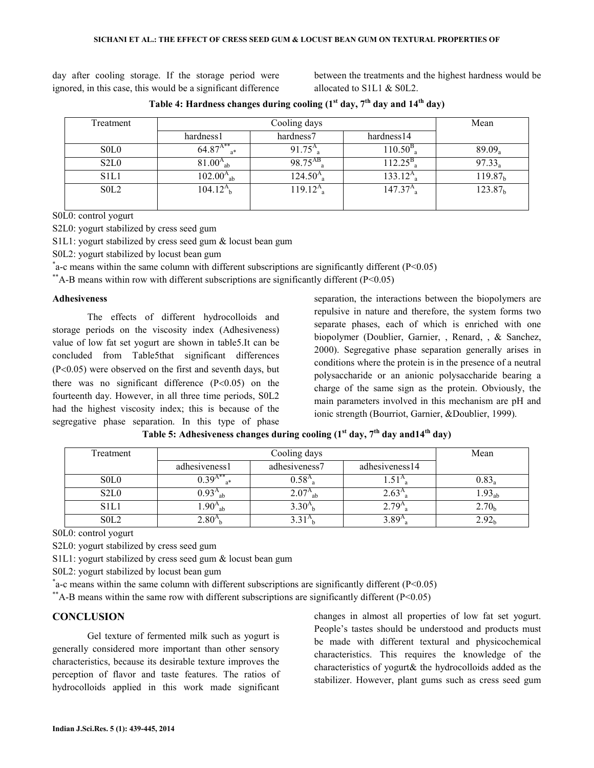day after cooling storage. If the storage period were ignored, in this case, this would be a significant difference between the treatments and the highest hardness would be allocated to S1L1 & S0L2.

**Table 4: Hardness changes during cooling (1st day, 7th day and 14th day)**

| Treatment | Cooling days | | | Mean |
|---|---|---|---|---|
| | hardness1 | hardness7 | hardness14 | |
| S0L0 | $64.87^{A**}_{a*}$ | $91.75^{A}_{a}$ | $110.50^{B}_{a}$ | $89.09_{a}$ |
| S2L0 | $81.00^{A}_{ab}$ | $98.75^{AB}_{a}$ | $112.25^{B}_{a}$ | $97.33_{a}$ |
| S1L1 | $102.00^{A}_{ab}$ | $124.50^{A}_{a}$ | $133.12^{A}_{a}$ | $119.87_{b}$ |
| S0L2 | $104.12^{A}_{b}$ | $119.12^{A}_{a}$ | $147.37^{A}_{a}$ | $123.87_{b}$ |

S0L0: control yogurt

S2L0: yogurt stabilized by cress seed gum

S1L1: yogurt stabilized by cress seed gum & locust bean gum

S0L2: yogurt stabilized by locust bean gum

*a-c means within the same column with different subscriptions are significantly different ($P<0.05$)

**A-B means within row with different subscriptions are significantly different ($P<0.05$)

### Adhesiveness

The effects of different hydrocolloids and storage periods on the viscosity index (Adhesiveness) value of low fat set yogurt are shown in table5.It can be concluded from Table5that significant differences ($P<0.05$) were observed on the first and seventh days, but there was no significant difference ($P<0.05$) on the fourteenth day. However, in all three time periods, S0L2 had the highest viscosity index; this is because of the segregative phase separation. In this type of phase separation, the interactions between the biopolymers are repulsive in nature and therefore, the system forms two separate phases, each of which is enriched with one biopolymer (Doublier, Garnier, , Renard, , & Sanchez, 2000). Segregative phase separation generally arises in conditions where the protein is in the presence of a neutral polysaccharide or an anionic polysaccharide bearing a charge of the same sign as the protein. Obviously, the main parameters involved in this mechanism are pH and ionic strength (Bourriot, Garnier, &Doublier, 1999).

**Table 5: Adhesiveness changes during cooling (1st day, 7th day and14th day)**

| Treatment | Cooling days | | | Mean |
|---|---|---|---|---|
| | adhesiveness1 | adhesiveness7 | adhesiveness14 | |
| S0L0 | $0.39^{A**}_{a*}$ | $0.58^{A}_{a}$ | $1.51^{A}_{a}$ | $0.83_{a}$ |
| S2L0 | $0.93^{A}_{ab}$ | $2.07^{A}_{ab}$ | $2.63^{A}_{a}$ | $1.93_{ab}$ |
| S1L1 | $1.90^{A}_{ab}$ | $3.30^{A}_{b}$ | $2.79^{A}_{a}$ | $2.70_{b}$ |
| S0L2 | $2.80^{A}_{b}$ | $3.31^{A}_{b}$ | $3.89^{A}_{a}$ | $2.92_{b}$ |

S0L0: control yogurt

S2L0: yogurt stabilized by cress seed gum

S1L1: yogurt stabilized by cress seed gum & locust bean gum

S0L2: yogurt stabilized by locust bean gum

*a-c means within the same column with different subscriptions are significantly different ($P<0.05$)

**A-B means within the same row with different subscriptions are significantly different ($P<0.05$)

## CONCLUSION

Gel texture of fermented milk such as yogurt is generally considered more important than other sensory characteristics, because its desirable texture improves the perception of flavor and taste features. The ratios of hydrocolloids applied in this work made significant changes in almost all properties of low fat set yogurt. People's tastes should be understood and products must be made with different textural and physicochemical characteristics. This requires the knowledge of the characteristics of yogurt& the hydrocolloids added as the stabilizer. However, plant gums such as cress seed gum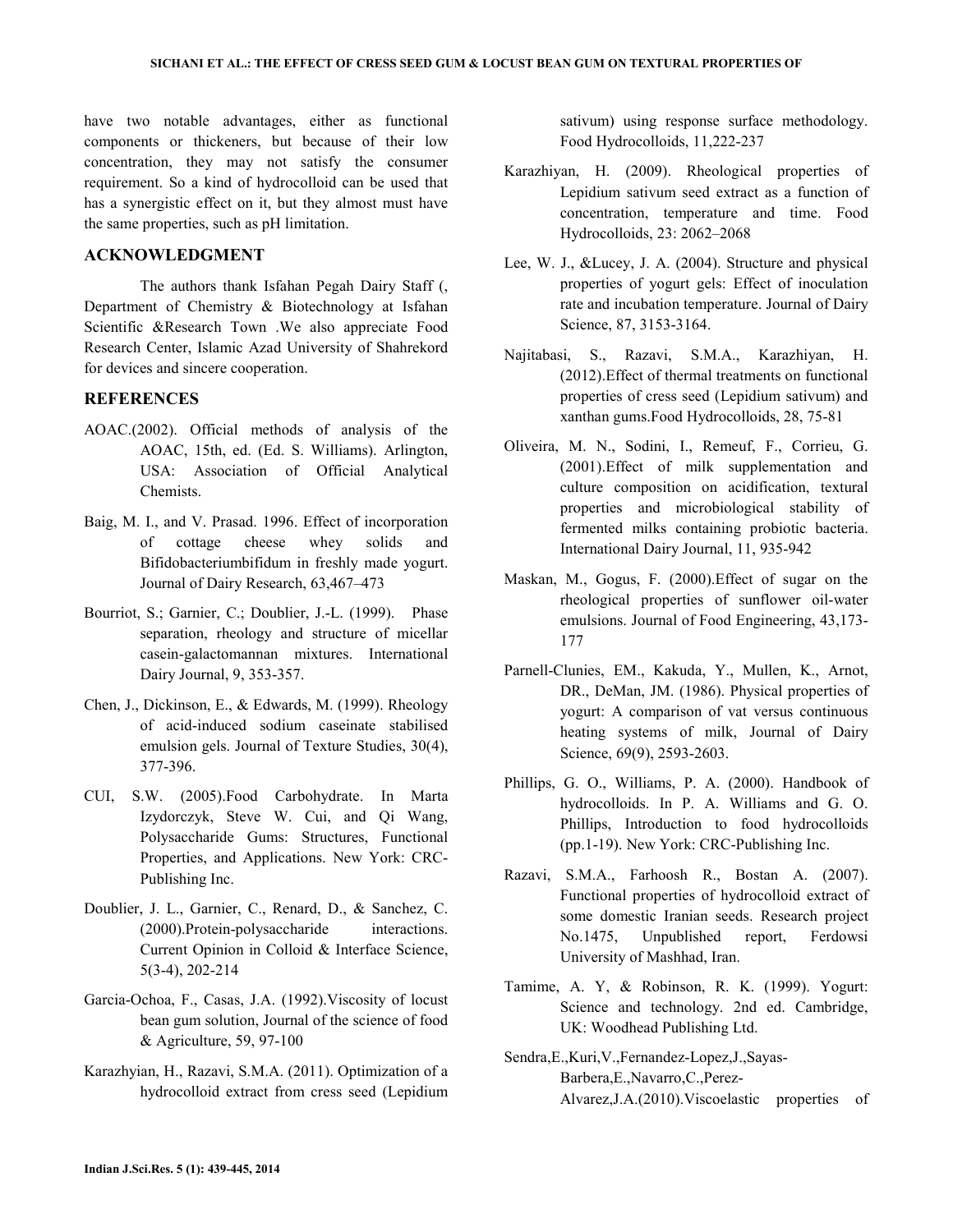have two notable advantages, either as functional components or thickeners, but because of their low concentration, they may not satisfy the consumer requirement. So a kind of hydrocolloid can be used that has a synergistic effect on it, but they almost must have the same properties, such as pH limitation.

## ACKNOWLEDGMENT

The authors thank Isfahan Pegah Dairy Staff (, Department of Chemistry & Biotechnology at Isfahan Scientific &Research Town .We also appreciate Food Research Center, Islamic Azad University of Shahrekord for devices and sincere cooperation.

## REFERENCES

AOAC.(2002). Official methods of analysis of the AOAC, 15th, ed. (Ed. S. Williams). Arlington, USA: Association of Official Analytical Chemists.

Baig, M. I., and V. Prasad. 1996. Effect of incorporation of cottage cheese whey solids and Bifidobacteriumbifidum in freshly made yogurt. Journal of Dairy Research, 63,467–473

Bourriot, S.; Garnier, C.; Doublier, J.-L. (1999). Phase separation, rheology and structure of micellar casein-galactomannan mixtures. International Dairy Journal, 9, 353-357.

Chen, J., Dickinson, E., & Edwards, M. (1999). Rheology of acid-induced sodium caseinate stabilised emulsion gels. Journal of Texture Studies, 30(4), 377-396.

CUI, S.W. (2005).Food Carbohydrate. In Marta Izydorczyk, Steve W. Cui, and Qi Wang, Polysaccharide Gums: Structures, Functional Properties, and Applications. New York: CRC-Publishing Inc.

Doublier, J. L., Garnier, C., Renard, D., & Sanchez, C. (2000).Protein-polysaccharide interactions. Current Opinion in Colloid & Interface Science, 5(3-4), 202-214

Garcia-Ochoa, F., Casas, J.A. (1992).Viscosity of locust bean gum solution, Journal of the science of food & Agriculture, 59, 97-100

Karazhyian, H., Razavi, S.M.A. (2011). Optimization of a hydrocolloid extract from cress seed (Lepidium sativum) using response surface methodology. Food Hydrocolloids, 11,222-237

Karazhiyan, H. (2009). Rheological properties of Lepidium sativum seed extract as a function of concentration, temperature and time. Food Hydrocolloids, 23: 2062–2068

Lee, W. J., &Lucey, J. A. (2004). Structure and physical properties of yogurt gels: Effect of inoculation rate and incubation temperature. Journal of Dairy Science, 87, 3153-3164.

Najitabasi, S., Razavi, S.M.A., Karazhiyan, H. (2012).Effect of thermal treatments on functional properties of cress seed (Lepidium sativum) and xanthan gums.Food Hydrocolloids, 28, 75-81

Oliveira, M. N., Sodini, I., Remeuf, F., Corrieu, G. (2001).Effect of milk supplementation and culture composition on acidification, textural properties and microbiological stability of fermented milks containing probiotic bacteria. International Dairy Journal, 11, 935-942

Maskan, M., Gogus, F. (2000).Effect of sugar on the rheological properties of sunflower oil-water emulsions. Journal of Food Engineering, 43,173-177

Parnell-Clunies, EM., Kakuda, Y., Mullen, K., Arnot, DR., DeMan, JM. (1986). Physical properties of yogurt: A comparison of vat versus continuous heating systems of milk, Journal of Dairy Science, 69(9), 2593-2603.

Phillips, G. O., Williams, P. A. (2000). Handbook of hydrocolloids. In P. A. Williams and G. O. Phillips, Introduction to food hydrocolloids (pp.1-19). New York: CRC-Publishing Inc.

Razavi, S.M.A., Farhoosh R., Bostan A. (2007). Functional properties of hydrocolloid extract of some domestic Iranian seeds. Research project No.1475, Unpublished report, Ferdowsi University of Mashhad, Iran.

Tamime, A. Y., & Robinson, R. K. (1999). Yogurt: Science and technology. 2nd ed. Cambridge, UK: Woodhead Publishing Ltd.

Sendra,E.,Kuri,V.,Fernandez-Lopez,J.,Sayas-Barbera,E.,Navarro,C.,Perez-Alvarez,J.A.(2010).Viscoelastic properties of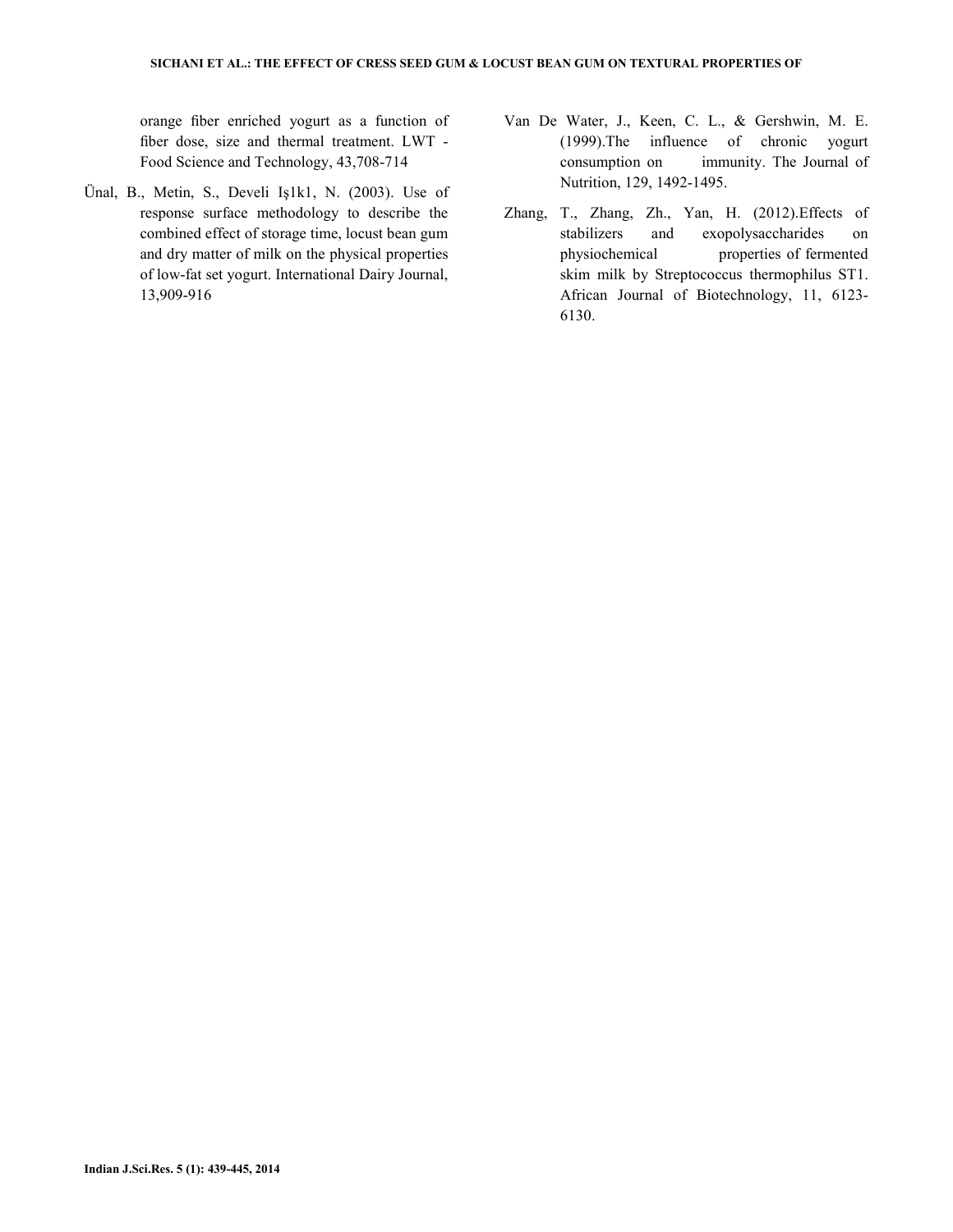orange fiber enriched yogurt as a function of fiber dose, size and thermal treatment. LWT - Food Science and Technology, 43,708-714

Ünal, B., Metin, S., Develi Işı̇kı, N. (2003). Use of response surface methodology to describe the combined effect of storage time, locust bean gum and dry matter of milk on the physical properties of low-fat set yogurt. International Dairy Journal, 13,909-916

Van De Water, J., Keen, C. L., & Gershwin, M. E. (1999).The influence of chronic yogurt consumption on immunity. The Journal of Nutrition, 129, 1492-1495.

Zhang, T., Zhang, Zh., Yan, H. (2012).Effects of stabilizers and exopolysaccharides on physiochemical properties of fermented skim milk by Streptococcus thermophilus ST1. African Journal of Biotechnology, 11, 6123-6130.